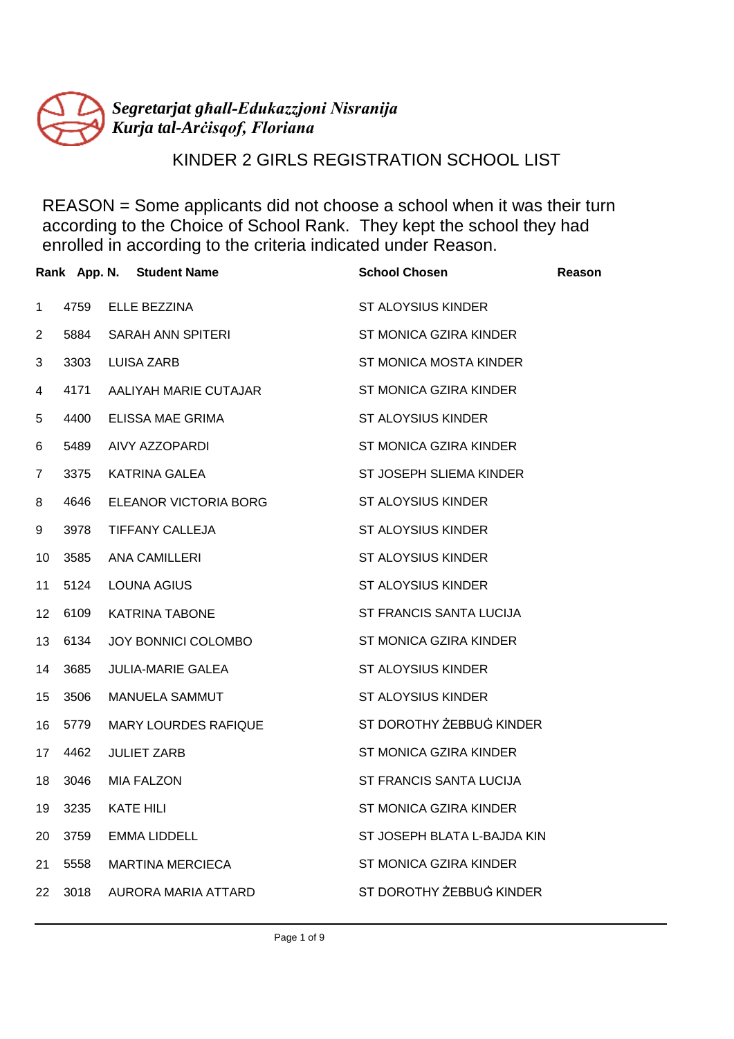*Segretarjat għall-Edukazzjoni Nisranija*
*Kurja tal-Arċisqof, Floriana*

# KINDER 2 GIRLS REGISTRATION SCHOOL LIST

REASON = Some applicants did not choose a school when it was their turn according to the Choice of School Rank. They kept the school they had enrolled in according to the criteria indicated under Reason.

| Rank | App. N. | Student Name | School Chosen | Reason |
|---|---|---|---|---|
| 1 | 4759 | ELLE BEZZINA | ST ALOYSIUS KINDER | |
| 2 | 5884 | SARAH ANN SPITERI | ST MONICA GZIRA KINDER | |
| 3 | 3303 | LUISA ZARB | ST MONICA MOSTA KINDER | |
| 4 | 4171 | AALIYAH MARIE CUTAJAR | ST MONICA GZIRA KINDER | |
| 5 | 4400 | ELISSA MAE GRIMA | ST ALOYSIUS KINDER | |
| 6 | 5489 | AIVY AZZOPARDI | ST MONICA GZIRA KINDER | |
| 7 | 3375 | KATRINA GALEA | ST JOSEPH SLIEMA KINDER | |
| 8 | 4646 | ELEANOR VICTORIA BORG | ST ALOYSIUS KINDER | |
| 9 | 3978 | TIFFANY CALLEJA | ST ALOYSIUS KINDER | |
| 10 | 3585 | ANA CAMILLERI | ST ALOYSIUS KINDER | |
| 11 | 5124 | LOUNA AGIUS | ST ALOYSIUS KINDER | |
| 12 | 6109 | KATRINA TABONE | ST FRANCIS SANTA LUCIJA | |
| 13 | 6134 | JOY BONNICI COLOMBO | ST MONICA GZIRA KINDER | |
| 14 | 3685 | JULIA-MARIE GALEA | ST ALOYSIUS KINDER | |
| 15 | 3506 | MANUELA SAMMUT | ST ALOYSIUS KINDER | |
| 16 | 5779 | MARY LOURDES RAFIQUE | ST DOROTHY ŻEBBUĠ KINDER | |
| 17 | 4462 | JULIET ZARB | ST MONICA GZIRA KINDER | |
| 18 | 3046 | MIA FALZON | ST FRANCIS SANTA LUCIJA | |
| 19 | 3235 | KATE HILI | ST MONICA GZIRA KINDER | |
| 20 | 3759 | EMMA LIDDELL | ST JOSEPH BLATA L-BAJDA KIN | |
| 21 | 5558 | MARTINA MERCIECA | ST MONICA GZIRA KINDER | |
| 22 | 3018 | AURORA MARIA ATTARD | ST DOROTHY ŻEBBUĠ KINDER | |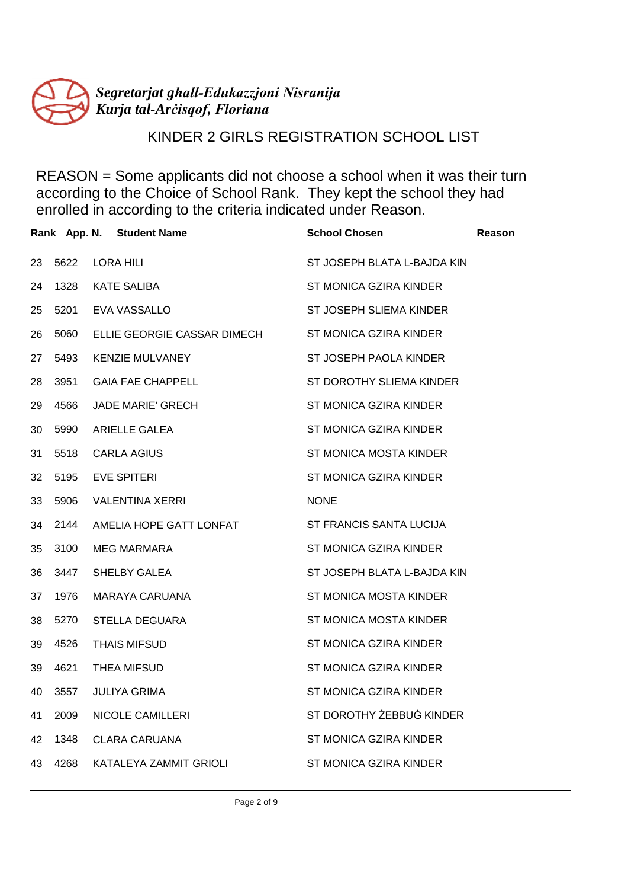*Segretarjat għall-Edukazzjoni Nisranija*
*Kurja tal-Arċisqof, Floriana*

# KINDER 2 GIRLS REGISTRATION SCHOOL LIST

REASON = Some applicants did not choose a school when it was their turn according to the Choice of School Rank. They kept the school they had enrolled in according to the criteria indicated under Reason.

| Rank | App. N. | Student Name | School Chosen | Reason |
|---|---|---|---|---|
| 23 | 5622 | LORA HILI | ST JOSEPH BLATA L-BAJDA KIN | |
| 24 | 1328 | KATE SALIBA | ST MONICA GZIRA KINDER | |
| 25 | 5201 | EVA VASSALLO | ST JOSEPH SLIEMA KINDER | |
| 26 | 5060 | ELLIE GEORGIE CASSAR DIMECH | ST MONICA GZIRA KINDER | |
| 27 | 5493 | KENZIE MULVANEY | ST JOSEPH PAOLA KINDER | |
| 28 | 3951 | GAIA FAE CHAPPELL | ST DOROTHY SLIEMA KINDER | |
| 29 | 4566 | JADE MARIE' GRECH | ST MONICA GZIRA KINDER | |
| 30 | 5990 | ARIELLE GALEA | ST MONICA GZIRA KINDER | |
| 31 | 5518 | CARLA AGIUS | ST MONICA MOSTA KINDER | |
| 32 | 5195 | EVE SPITERI | ST MONICA GZIRA KINDER | |
| 33 | 5906 | VALENTINA XERRI | NONE | |
| 34 | 2144 | AMELIA HOPE GATT LONFAT | ST FRANCIS SANTA LUCIJA | |
| 35 | 3100 | MEG MARMARA | ST MONICA GZIRA KINDER | |
| 36 | 3447 | SHELBY GALEA | ST JOSEPH BLATA L-BAJDA KIN | |
| 37 | 1976 | MARAYA CARUANA | ST MONICA MOSTA KINDER | |
| 38 | 5270 | STELLA DEGUARA | ST MONICA MOSTA KINDER | |
| 39 | 4526 | THAIS MIFSUD | ST MONICA GZIRA KINDER | |
| 39 | 4621 | THEA MIFSUD | ST MONICA GZIRA KINDER | |
| 40 | 3557 | JULIYA GRIMA | ST MONICA GZIRA KINDER | |
| 41 | 2009 | NICOLE CAMILLERI | ST DOROTHY ŻEBBUĠ KINDER | |
| 42 | 1348 | CLARA CARUANA | ST MONICA GZIRA KINDER | |
| 43 | 4268 | KATALEYA ZAMMIT GRIOLI | ST MONICA GZIRA KINDER | |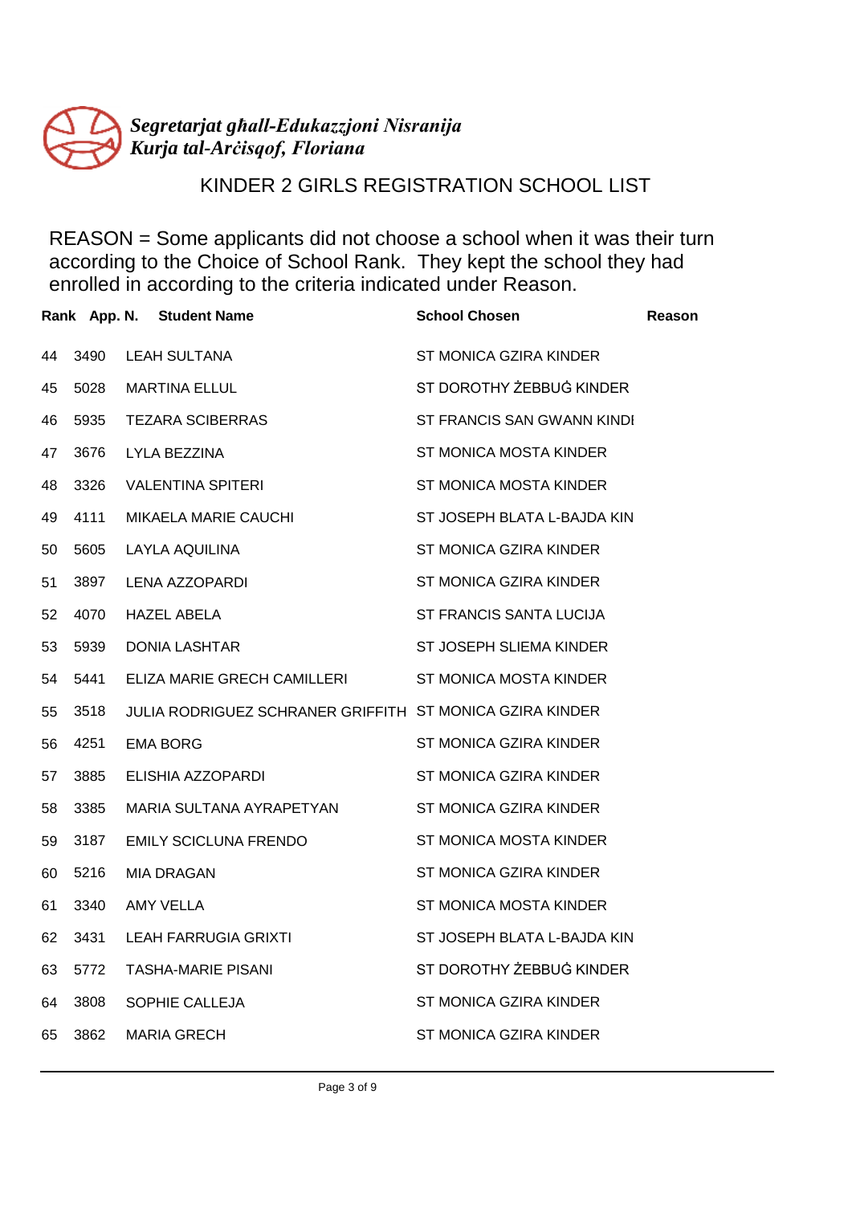*Segretarjat għall-Edukazzjoni Nisranija*
*Kurja tal-Arċisqof, Floriana*

# KINDER 2 GIRLS REGISTRATION SCHOOL LIST

REASON = Some applicants did not choose a school when it was their turn according to the Choice of School Rank. They kept the school they had enrolled in according to the criteria indicated under Reason.

| Rank | App. N. | Student Name | School Chosen | Reason |
|---|---|---|---|---|
| 44 | 3490 | LEAH SULTANA | ST MONICA GZIRA KINDER | |
| 45 | 5028 | MARTINA ELLUL | ST DOROTHY ŻEBBUĠ KINDER | |
| 46 | 5935 | TEZARA SCIBERRAS | ST FRANCIS SAN GWANN KINDI | |
| 47 | 3676 | LYLA BEZZINA | ST MONICA MOSTA KINDER | |
| 48 | 3326 | VALENTINA SPITERI | ST MONICA MOSTA KINDER | |
| 49 | 4111 | MIKAELA MARIE CAUCHI | ST JOSEPH BLATA L-BAJDA KIN | |
| 50 | 5605 | LAYLA AQUILINA | ST MONICA GZIRA KINDER | |
| 51 | 3897 | LENA AZZOPARDI | ST MONICA GZIRA KINDER | |
| 52 | 4070 | HAZEL ABELA | ST FRANCIS SANTA LUCIJA | |
| 53 | 5939 | DONIA LASHTAR | ST JOSEPH SLIEMA KINDER | |
| 54 | 5441 | ELIZA MARIE GRECH CAMILLERI | ST MONICA MOSTA KINDER | |
| 55 | 3518 | JULIA RODRIGUEZ SCHRANER GRIFFITH | ST MONICA GZIRA KINDER | |
| 56 | 4251 | EMA BORG | ST MONICA GZIRA KINDER | |
| 57 | 3885 | ELISHIA AZZOPARDI | ST MONICA GZIRA KINDER | |
| 58 | 3385 | MARIA SULTANA AYRAPETYAN | ST MONICA GZIRA KINDER | |
| 59 | 3187 | EMILY SCICLUNA FRENDO | ST MONICA MOSTA KINDER | |
| 60 | 5216 | MIA DRAGAN | ST MONICA GZIRA KINDER | |
| 61 | 3340 | AMY VELLA | ST MONICA MOSTA KINDER | |
| 62 | 3431 | LEAH FARRUGIA GRIXTI | ST JOSEPH BLATA L-BAJDA KIN | |
| 63 | 5772 | TASHA-MARIE PISANI | ST DOROTHY ŻEBBUĠ KINDER | |
| 64 | 3808 | SOPHIE CALLEJA | ST MONICA GZIRA KINDER | |
| 65 | 3862 | MARIA GRECH | ST MONICA GZIRA KINDER | |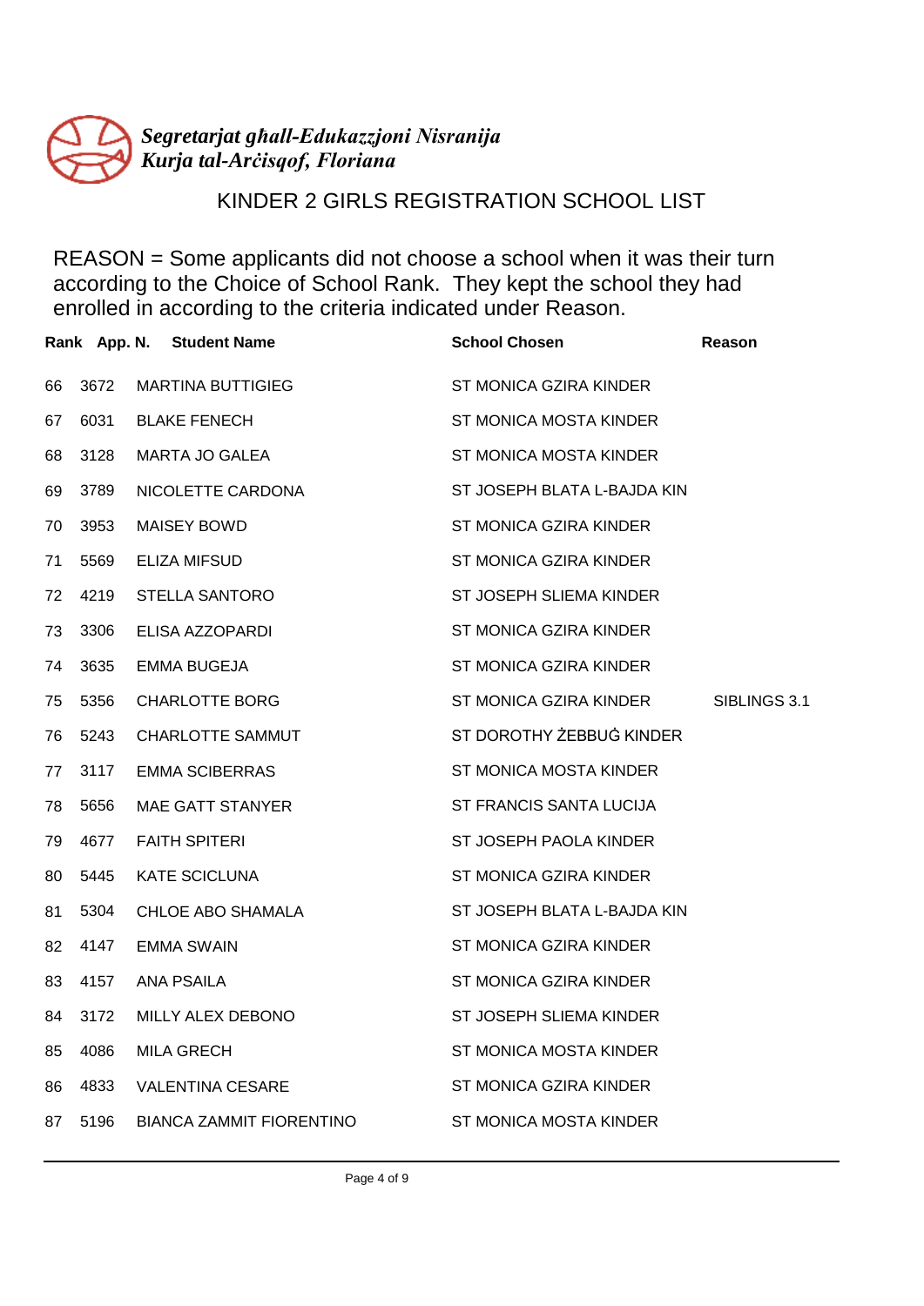*Segretarjat għall-Edukazzjoni Nisranija*
*Kurja tal-Arċisqof, Floriana*

# KINDER 2 GIRLS REGISTRATION SCHOOL LIST

REASON = Some applicants did not choose a school when it was their turn according to the Choice of School Rank. They kept the school they had enrolled in according to the criteria indicated under Reason.

| Rank | App. N. | Student Name | School Chosen | Reason |
|---|---|---|---|---|
| 66 | 3672 | MARTINA BUTTIGIEG | ST MONICA GZIRA KINDER | |
| 67 | 6031 | BLAKE FENECH | ST MONICA MOSTA KINDER | |
| 68 | 3128 | MARTA JO GALEA | ST MONICA MOSTA KINDER | |
| 69 | 3789 | NICOLETTE CARDONA | ST JOSEPH BLATA L-BAJDA KIN | |
| 70 | 3953 | MAISEY BOWD | ST MONICA GZIRA KINDER | |
| 71 | 5569 | ELIZA MIFSUD | ST MONICA GZIRA KINDER | |
| 72 | 4219 | STELLA SANTORO | ST JOSEPH SLIEMA KINDER | |
| 73 | 3306 | ELISA AZZOPARDI | ST MONICA GZIRA KINDER | |
| 74 | 3635 | EMMA BUGEJA | ST MONICA GZIRA KINDER | |
| 75 | 5356 | CHARLOTTE BORG | ST MONICA GZIRA KINDER | SIBLINGS 3.1 |
| 76 | 5243 | CHARLOTTE SAMMUT | ST DOROTHY ŻEBBUĠ KINDER | |
| 77 | 3117 | EMMA SCIBERRAS | ST MONICA MOSTA KINDER | |
| 78 | 5656 | MAE GATT STANYER | ST FRANCIS SANTA LUCIJA | |
| 79 | 4677 | FAITH SPITERI | ST JOSEPH PAOLA KINDER | |
| 80 | 5445 | KATE SCICLUNA | ST MONICA GZIRA KINDER | |
| 81 | 5304 | CHLOE ABO SHAMALA | ST JOSEPH BLATA L-BAJDA KIN | |
| 82 | 4147 | EMMA SWAIN | ST MONICA GZIRA KINDER | |
| 83 | 4157 | ANA PSAILA | ST MONICA GZIRA KINDER | |
| 84 | 3172 | MILLY ALEX DEBONO | ST JOSEPH SLIEMA KINDER | |
| 85 | 4086 | MILA GRECH | ST MONICA MOSTA KINDER | |
| 86 | 4833 | VALENTINA CESARE | ST MONICA GZIRA KINDER | |
| 87 | 5196 | BIANCA ZAMMIT FIORENTINO | ST MONICA MOSTA KINDER | |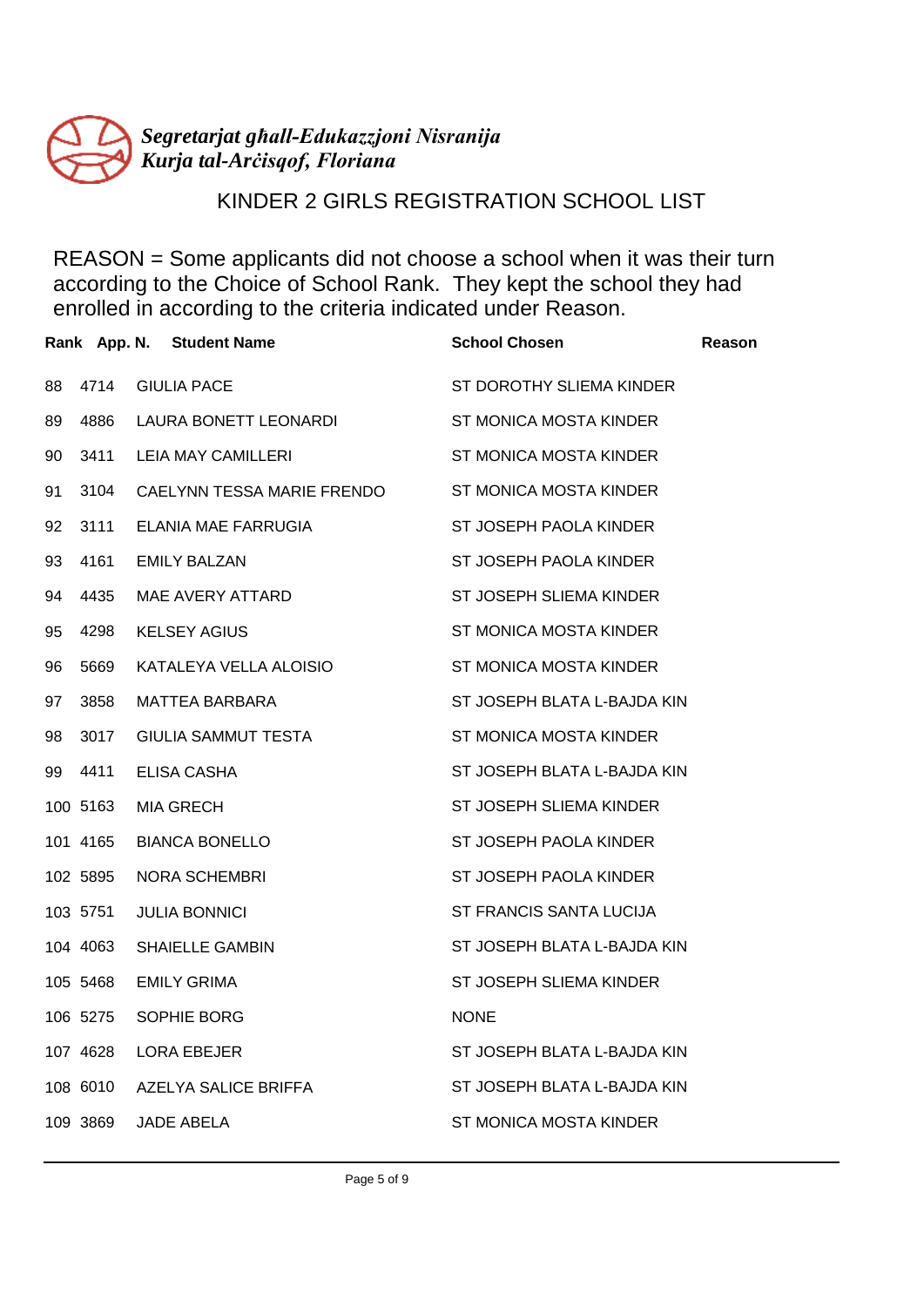*Segretarjat għall-Edukazzjoni Nisranija*
*Kurja tal-Arċisqof, Floriana*

## KINDER 2 GIRLS REGISTRATION SCHOOL LIST

REASON = Some applicants did not choose a school when it was their turn according to the Choice of School Rank. They kept the school they had enrolled in according to the criteria indicated under Reason.

| Rank | App. N. | Student Name | School Chosen | Reason |
|---|---|---|---|---|
| 88 | 4714 | GIULIA PACE | ST DOROTHY SLIEMA KINDER | |
| 89 | 4886 | LAURA BONETT LEONARDI | ST MONICA MOSTA KINDER | |
| 90 | 3411 | LEIA MAY CAMILLERI | ST MONICA MOSTA KINDER | |
| 91 | 3104 | CAELYNN TESSA MARIE FRENDO | ST MONICA MOSTA KINDER | |
| 92 | 3111 | ELANIA MAE FARRUGIA | ST JOSEPH PAOLA KINDER | |
| 93 | 4161 | EMILY BALZAN | ST JOSEPH PAOLA KINDER | |
| 94 | 4435 | MAE AVERY ATTARD | ST JOSEPH SLIEMA KINDER | |
| 95 | 4298 | KELSEY AGIUS | ST MONICA MOSTA KINDER | |
| 96 | 5669 | KATALEYA VELLA ALOISIO | ST MONICA MOSTA KINDER | |
| 97 | 3858 | MATTEA BARBARA | ST JOSEPH BLATA L-BAJDA KIN | |
| 98 | 3017 | GIULIA SAMMUT TESTA | ST MONICA MOSTA KINDER | |
| 99 | 4411 | ELISA CASHA | ST JOSEPH BLATA L-BAJDA KIN | |
| 100 | 5163 | MIA GRECH | ST JOSEPH SLIEMA KINDER | |
| 101 | 4165 | BIANCA BONELLO | ST JOSEPH PAOLA KINDER | |
| 102 | 5895 | NORA SCHEMBRI | ST JOSEPH PAOLA KINDER | |
| 103 | 5751 | JULIA BONNICI | ST FRANCIS SANTA LUCIJA | |
| 104 | 4063 | SHAIELLE GAMBIN | ST JOSEPH BLATA L-BAJDA KIN | |
| 105 | 5468 | EMILY GRIMA | ST JOSEPH SLIEMA KINDER | |
| 106 | 5275 | SOPHIE BORG | NONE | |
| 107 | 4628 | LORA EBEJER | ST JOSEPH BLATA L-BAJDA KIN | |
| 108 | 6010 | AZELYA SALICE BRIFFA | ST JOSEPH BLATA L-BAJDA KIN | |
| 109 | 3869 | JADE ABELA | ST MONICA MOSTA KINDER | |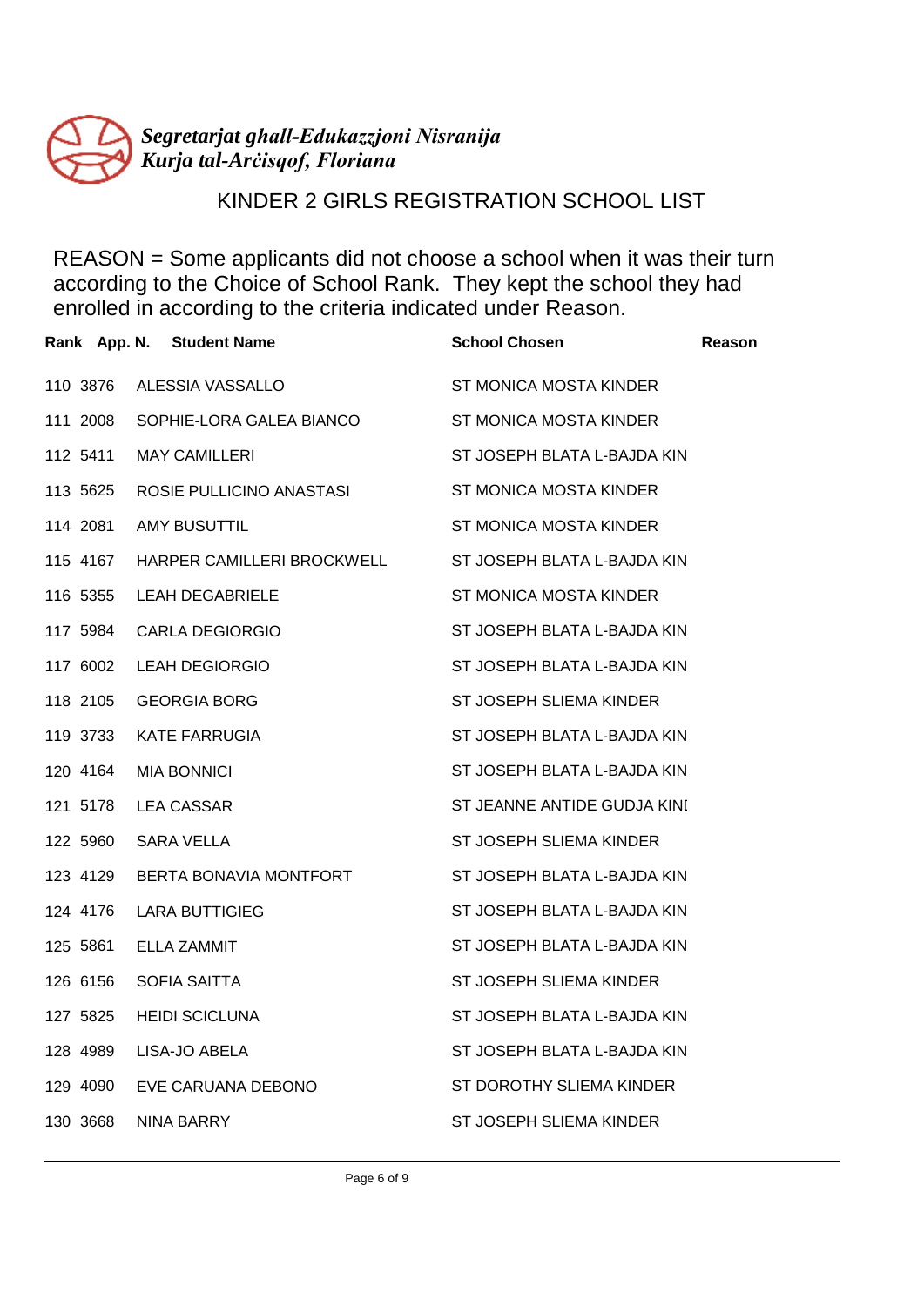*Segretarjat għall-Edukazzjoni Nisranija*
*Kurja tal-Arċisqof, Floriana*

## KINDER 2 GIRLS REGISTRATION SCHOOL LIST

REASON = Some applicants did not choose a school when it was their turn according to the Choice of School Rank. They kept the school they had enrolled in according to the criteria indicated under Reason.

| Rank | App. N. | Student Name | School Chosen | Reason |
|---|---|---|---|---|
| 110 | 3876 | ALESSIA VASSALLO | ST MONICA MOSTA KINDER | |
| 111 | 2008 | SOPHIE-LORA GALEA BIANCO | ST MONICA MOSTA KINDER | |
| 112 | 5411 | MAY CAMILLERI | ST JOSEPH BLATA L-BAJDA KIN | |
| 113 | 5625 | ROSIE PULLICINO ANASTASI | ST MONICA MOSTA KINDER | |
| 114 | 2081 | AMY BUSUTTIL | ST MONICA MOSTA KINDER | |
| 115 | 4167 | HARPER CAMILLERI BROCKWELL | ST JOSEPH BLATA L-BAJDA KIN | |
| 116 | 5355 | LEAH DEGABRIELE | ST MONICA MOSTA KINDER | |
| 117 | 5984 | CARLA DEGIORGIO | ST JOSEPH BLATA L-BAJDA KIN | |
| 117 | 6002 | LEAH DEGIORGIO | ST JOSEPH BLATA L-BAJDA KIN | |
| 118 | 2105 | GEORGIA BORG | ST JOSEPH SLIEMA KINDER | |
| 119 | 3733 | KATE FARRUGIA | ST JOSEPH BLATA L-BAJDA KIN | |
| 120 | 4164 | MIA BONNICI | ST JOSEPH BLATA L-BAJDA KIN | |
| 121 | 5178 | LEA CASSAR | ST JEANNE ANTIDE GUDJA KINI | |
| 122 | 5960 | SARA VELLA | ST JOSEPH SLIEMA KINDER | |
| 123 | 4129 | BERTA BONAVIA MONTFORT | ST JOSEPH BLATA L-BAJDA KIN | |
| 124 | 4176 | LARA BUTTIGIEG | ST JOSEPH BLATA L-BAJDA KIN | |
| 125 | 5861 | ELLA ZAMMIT | ST JOSEPH BLATA L-BAJDA KIN | |
| 126 | 6156 | SOFIA SAITTA | ST JOSEPH SLIEMA KINDER | |
| 127 | 5825 | HEIDI SCICLUNA | ST JOSEPH BLATA L-BAJDA KIN | |
| 128 | 4989 | LISA-JO ABELA | ST JOSEPH BLATA L-BAJDA KIN | |
| 129 | 4090 | EVE CARUANA DEBONO | ST DOROTHY SLIEMA KINDER | |
| 130 | 3668 | NINA BARRY | ST JOSEPH SLIEMA KINDER | |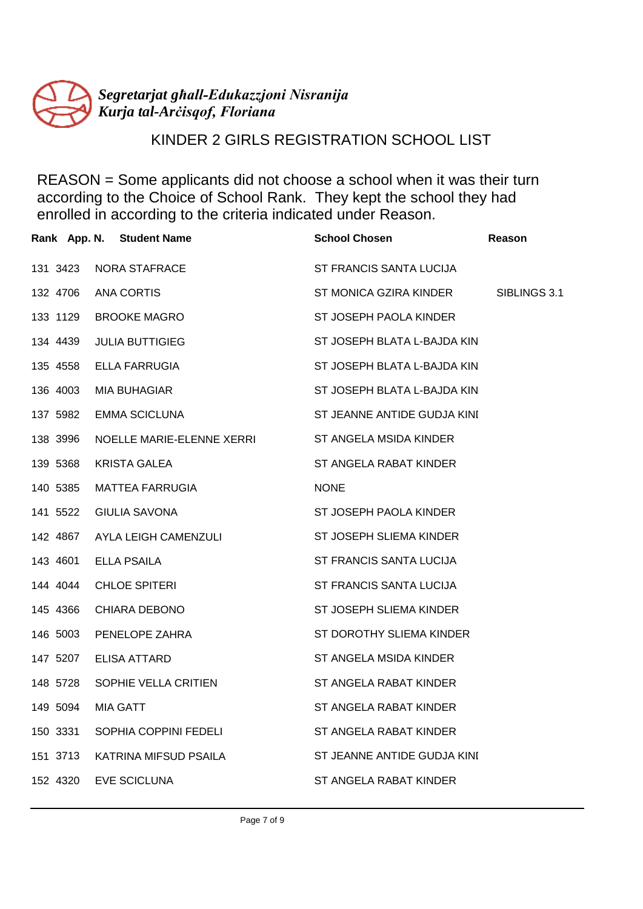*Segretarjat għall-Edukazzjoni Nisranija*
*Kurja tal-Arċisqof, Floriana*

# KINDER 2 GIRLS REGISTRATION SCHOOL LIST

REASON = Some applicants did not choose a school when it was their turn according to the Choice of School Rank. They kept the school they had enrolled in according to the criteria indicated under Reason.

| Rank | App. N. | Student Name | School Chosen | Reason |
|---|---|---|---|---|
| 131 | 3423 | NORA STAFRACE | ST FRANCIS SANTA LUCIJA | |
| 132 | 4706 | ANA CORTIS | ST MONICA GZIRA KINDER | SIBLINGS 3.1 |
| 133 | 1129 | BROOKE MAGRO | ST JOSEPH PAOLA KINDER | |
| 134 | 4439 | JULIA BUTTIGIEG | ST JOSEPH BLATA L-BAJDA KIN | |
| 135 | 4558 | ELLA FARRUGIA | ST JOSEPH BLATA L-BAJDA KIN | |
| 136 | 4003 | MIA BUHAGIAR | ST JOSEPH BLATA L-BAJDA KIN | |
| 137 | 5982 | EMMA SCICLUNA | ST JEANNE ANTIDE GUDJA KINI | |
| 138 | 3996 | NOELLE MARIE-ELENNE XERRI | ST ANGELA MSIDA KINDER | |
| 139 | 5368 | KRISTA GALEA | ST ANGELA RABAT KINDER | |
| 140 | 5385 | MATTEA FARRUGIA | NONE | |
| 141 | 5522 | GIULIA SAVONA | ST JOSEPH PAOLA KINDER | |
| 142 | 4867 | AYLA LEIGH CAMENZULI | ST JOSEPH SLIEMA KINDER | |
| 143 | 4601 | ELLA PSAILA | ST FRANCIS SANTA LUCIJA | |
| 144 | 4044 | CHLOE SPITERI | ST FRANCIS SANTA LUCIJA | |
| 145 | 4366 | CHIARA DEBONO | ST JOSEPH SLIEMA KINDER | |
| 146 | 5003 | PENELOPE ZAHRA | ST DOROTHY SLIEMA KINDER | |
| 147 | 5207 | ELISA ATTARD | ST ANGELA MSIDA KINDER | |
| 148 | 5728 | SOPHIE VELLA CRITIEN | ST ANGELA RABAT KINDER | |
| 149 | 5094 | MIA GATT | ST ANGELA RABAT KINDER | |
| 150 | 3331 | SOPHIA COPPINI FEDELI | ST ANGELA RABAT KINDER | |
| 151 | 3713 | KATRINA MIFSUD PSAILA | ST JEANNE ANTIDE GUDJA KINI | |
| 152 | 4320 | EVE SCICLUNA | ST ANGELA RABAT KINDER | |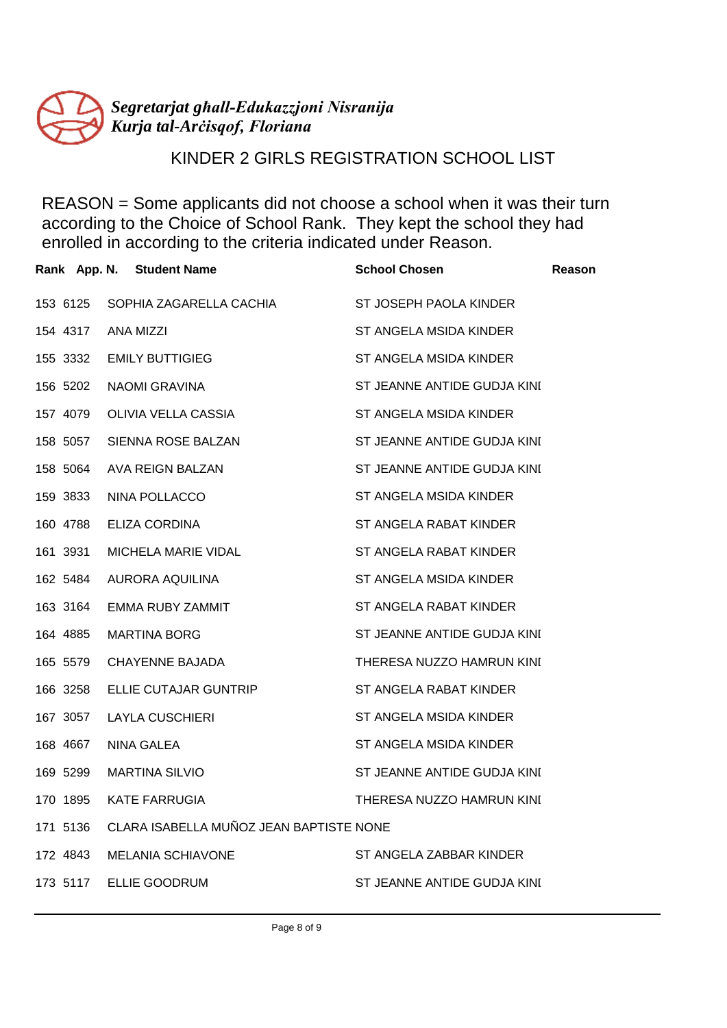*Segretarjat għall-Edukazzjoni Nisranija*
*Kurja tal-Arċisqof, Floriana*

# KINDER 2 GIRLS REGISTRATION SCHOOL LIST

REASON = Some applicants did not choose a school when it was their turn according to the Choice of School Rank. They kept the school they had enrolled in according to the criteria indicated under Reason.

| Rank | App. N. | Student Name | School Chosen | Reason |
|---|---|---|---|---|
| 153 | 6125 | SOPHIA ZAGARELLA CACHIA | ST JOSEPH PAOLA KINDER | |
| 154 | 4317 | ANA MIZZI | ST ANGELA MSIDA KINDER | |
| 155 | 3332 | EMILY BUTTIGIEG | ST ANGELA MSIDA KINDER | |
| 156 | 5202 | NAOMI GRAVINA | ST JEANNE ANTIDE GUDJA KINI | |
| 157 | 4079 | OLIVIA VELLA CASSIA | ST ANGELA MSIDA KINDER | |
| 158 | 5057 | SIENNA ROSE BALZAN | ST JEANNE ANTIDE GUDJA KINI | |
| 158 | 5064 | AVA REIGN BALZAN | ST JEANNE ANTIDE GUDJA KINI | |
| 159 | 3833 | NINA POLLACCO | ST ANGELA MSIDA KINDER | |
| 160 | 4788 | ELIZA CORDINA | ST ANGELA RABAT KINDER | |
| 161 | 3931 | MICHELA MARIE VIDAL | ST ANGELA RABAT KINDER | |
| 162 | 5484 | AURORA AQUILINA | ST ANGELA MSIDA KINDER | |
| 163 | 3164 | EMMA RUBY ZAMMIT | ST ANGELA RABAT KINDER | |
| 164 | 4885 | MARTINA BORG | ST JEANNE ANTIDE GUDJA KINI | |
| 165 | 5579 | CHAYENNE BAJADA | THERESA NUZZO HAMRUN KINI | |
| 166 | 3258 | ELLIE CUTAJAR GUNTRIP | ST ANGELA RABAT KINDER | |
| 167 | 3057 | LAYLA CUSCHIERI | ST ANGELA MSIDA KINDER | |
| 168 | 4667 | NINA GALEA | ST ANGELA MSIDA KINDER | |
| 169 | 5299 | MARTINA SILVIO | ST JEANNE ANTIDE GUDJA KINI | |
| 170 | 1895 | KATE FARRUGIA | THERESA NUZZO HAMRUN KINI | |
| 171 | 5136 | CLARA ISABELLA MUÑOZ JEAN BAPTISTE | NONE | |
| 172 | 4843 | MELANIA SCHIAVONE | ST ANGELA ZABBAR KINDER | |
| 173 | 5117 | ELLIE GOODRUM | ST JEANNE ANTIDE GUDJA KINI | |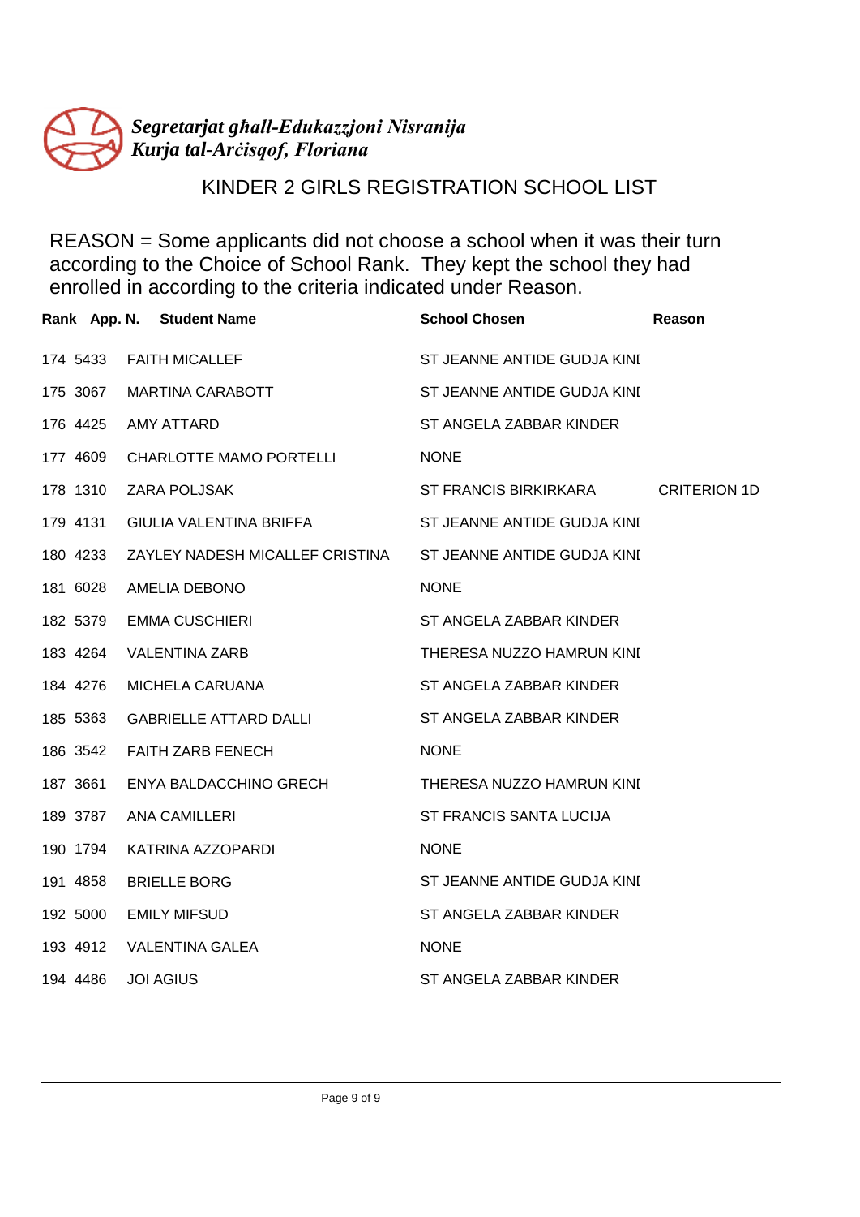*Segretarjat għall-Edukazzjoni Nisranija*
*Kurja tal-Arċisqof, Floriana*

# KINDER 2 GIRLS REGISTRATION SCHOOL LIST

REASON = Some applicants did not choose a school when it was their turn according to the Choice of School Rank. They kept the school they had enrolled in according to the criteria indicated under Reason.

| Rank | App. N. | Student Name | School Chosen | Reason |
|---|---|---|---|---|
| 174 | 5433 | FAITH MICALLEF | ST JEANNE ANTIDE GUDJA KINI | |
| 175 | 3067 | MARTINA CARABOTT | ST JEANNE ANTIDE GUDJA KINI | |
| 176 | 4425 | AMY ATTARD | ST ANGELA ZABBAR KINDER | |
| 177 | 4609 | CHARLOTTE MAMO PORTELLI | NONE | |
| 178 | 1310 | ZARA POLJSAK | ST FRANCIS BIRKIRKARA | CRITERION 1D |
| 179 | 4131 | GIULIA VALENTINA BRIFFA | ST JEANNE ANTIDE GUDJA KINI | |
| 180 | 4233 | ZAYLEY NADESH MICALLEF CRISTINA | ST JEANNE ANTIDE GUDJA KINI | |
| 181 | 6028 | AMELIA DEBONO | NONE | |
| 182 | 5379 | EMMA CUSCHIERI | ST ANGELA ZABBAR KINDER | |
| 183 | 4264 | VALENTINA ZARB | THERESA NUZZO HAMRUN KINI | |
| 184 | 4276 | MICHELA CARUANA | ST ANGELA ZABBAR KINDER | |
| 185 | 5363 | GABRIELLE ATTARD DALLI | ST ANGELA ZABBAR KINDER | |
| 186 | 3542 | FAITH ZARB FENECH | NONE | |
| 187 | 3661 | ENYA BALDACCHINO GRECH | THERESA NUZZO HAMRUN KINI | |
| 189 | 3787 | ANA CAMILLERI | ST FRANCIS SANTA LUCIJA | |
| 190 | 1794 | KATRINA AZZOPARDI | NONE | |
| 191 | 4858 | BRIELLE BORG | ST JEANNE ANTIDE GUDJA KINI | |
| 192 | 5000 | EMILY MIFSUD | ST ANGELA ZABBAR KINDER | |
| 193 | 4912 | VALENTINA GALEA | NONE | |
| 194 | 4486 | JOI AGIUS | ST ANGELA ZABBAR KINDER | |